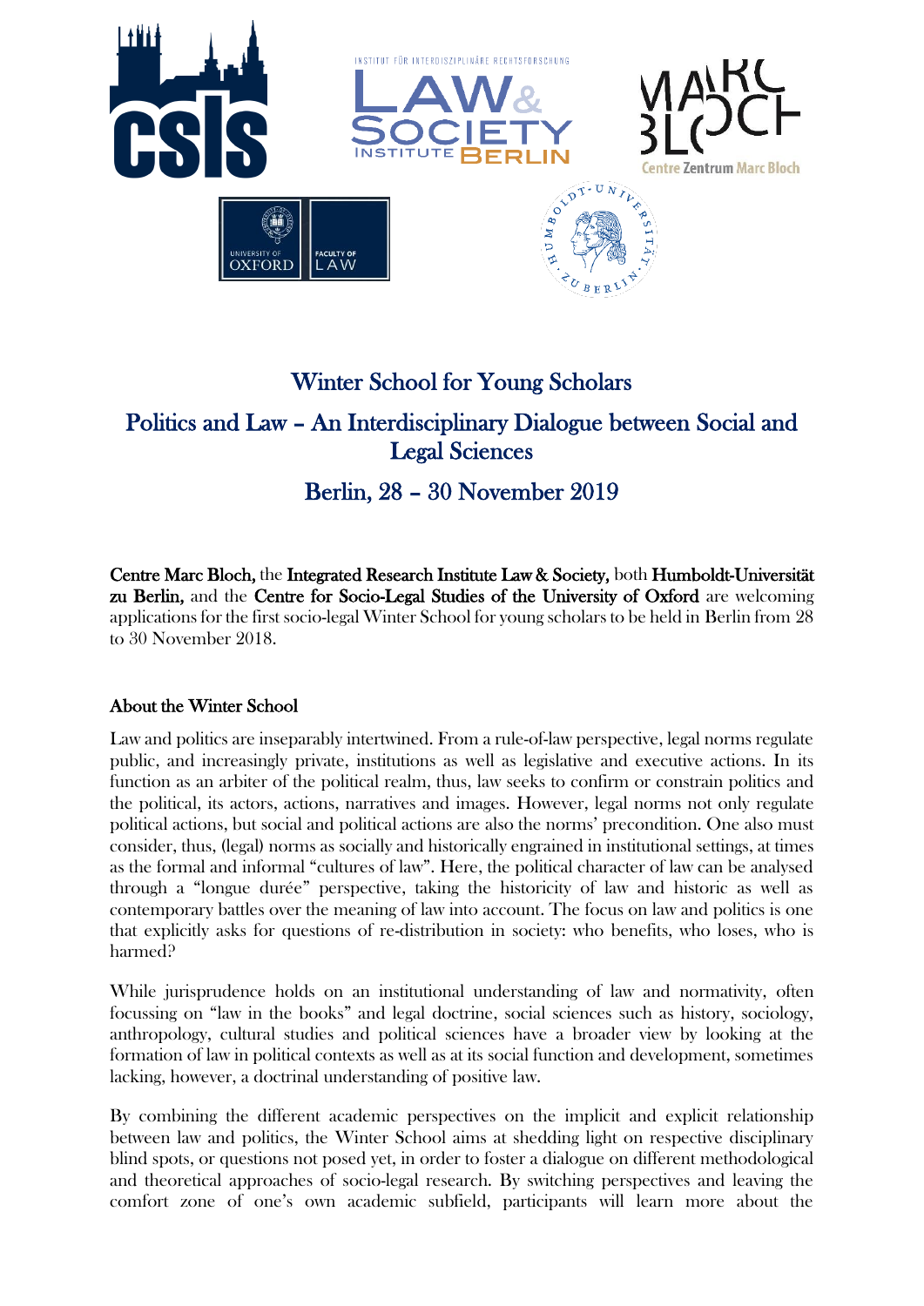# Winter School for Young Scholars

## Politics and Law – An Interdisciplinary Dialogue between Social and Legal Sciences

## Berlin, 28 – 30 November 2019

**Centre Marc Bloch,** the **Integrated Research Institute Law & Society,** both **Humboldt-Universität zu Berlin,** and the **Centre for Socio-Legal Studies of the University of Oxford** are welcoming applications for the first socio-legal Winter School for young scholars to be held in Berlin from 28 to 30 November 2018.

### About the Winter School

Law and politics are inseparably intertwined. From a rule-of-law perspective, legal norms regulate public, and increasingly private, institutions as well as legislative and executive actions. In its function as an arbiter of the political realm, thus, law seeks to confirm or constrain politics and the political, its actors, actions, narratives and images. However, legal norms not only regulate political actions, but social and political actions are also the norms' precondition. One also must consider, thus, (legal) norms as socially and historically engrained in institutional settings, at times as the formal and informal "cultures of law". Here, the political character of law can be analysed through a "longue durée" perspective, taking the historicity of law and historic as well as contemporary battles over the meaning of law into account. The focus on law and politics is one that explicitly asks for questions of re-distribution in society: who benefits, who loses, who is harmed?

While jurisprudence holds on an institutional understanding of law and normativity, often focussing on "law in the books" and legal doctrine, social sciences such as history, sociology, anthropology, cultural studies and political sciences have a broader view by looking at the formation of law in political contexts as well as at its social function and development, sometimes lacking, however, a doctrinal understanding of positive law.

By combining the different academic perspectives on the implicit and explicit relationship between law and politics, the Winter School aims at shedding light on respective disciplinary blind spots, or questions not posed yet, in order to foster a dialogue on different methodological and theoretical approaches of socio-legal research. By switching perspectives and leaving the comfort zone of one's own academic subfield, participants will learn more about the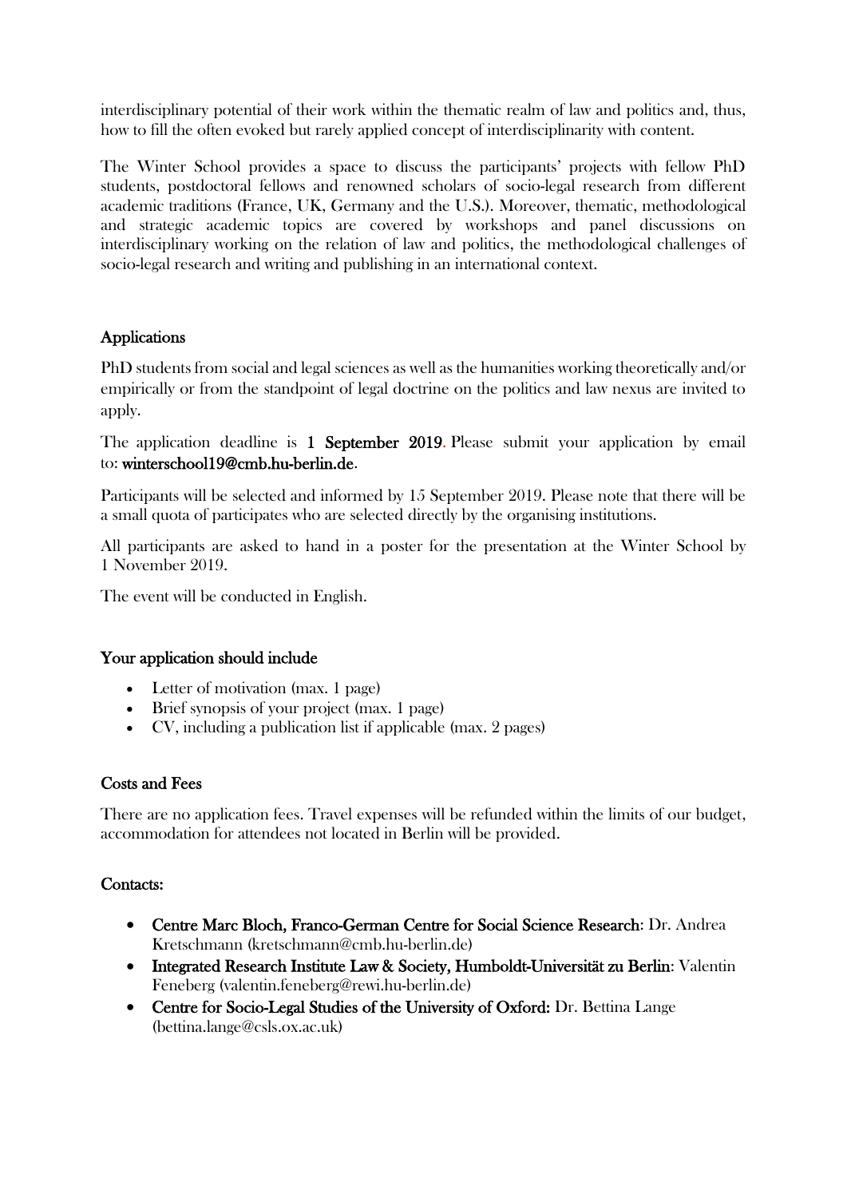interdisciplinary potential of their work within the thematic realm of law and politics and, thus, how to fill the often evoked but rarely applied concept of interdisciplinarity with content.

The Winter School provides a space to discuss the participants' projects with fellow PhD students, postdoctoral fellows and renowned scholars of socio-legal research from different academic traditions (France, UK, Germany and the U.S.). Moreover, thematic, methodological and strategic academic topics are covered by workshops and panel discussions on interdisciplinary working on the relation of law and politics, the methodological challenges of socio-legal research and writing and publishing in an international context.

## Applications

PhD students from social and legal sciences as well as the humanities working theoretically and/or empirically or from the standpoint of legal doctrine on the politics and law nexus are invited to apply.

The application deadline is **1 September 2019**. Please submit your application by email to: **winterschool19@cmb.hu-berlin.de**.

Participants will be selected and informed by 15 September 2019. Please note that there will be a small quota of participates who are selected directly by the organising institutions.

All participants are asked to hand in a poster for the presentation at the Winter School by 1 November 2019.

The event will be conducted in English.

## Your application should include

- Letter of motivation (max. 1 page)
- Brief synopsis of your project (max. 1 page)
- CV, including a publication list if applicable (max. 2 pages)

## Costs and Fees

There are no application fees. Travel expenses will be refunded within the limits of our budget, accommodation for attendees not located in Berlin will be provided.

## Contacts:

- **Centre Marc Bloch, Franco-German Centre for Social Science Research**: Dr. Andrea Kretschmann (kretschmann@cmb.hu-berlin.de)
- **Integrated Research Institute Law & Society, Humboldt-Universität zu Berlin**: Valentin Feneberg (valentin.feneberg@rewi.hu-berlin.de)
- **Centre for Socio-Legal Studies of the University of Oxford:** Dr. Bettina Lange (bettina.lange@csls.ox.ac.uk)